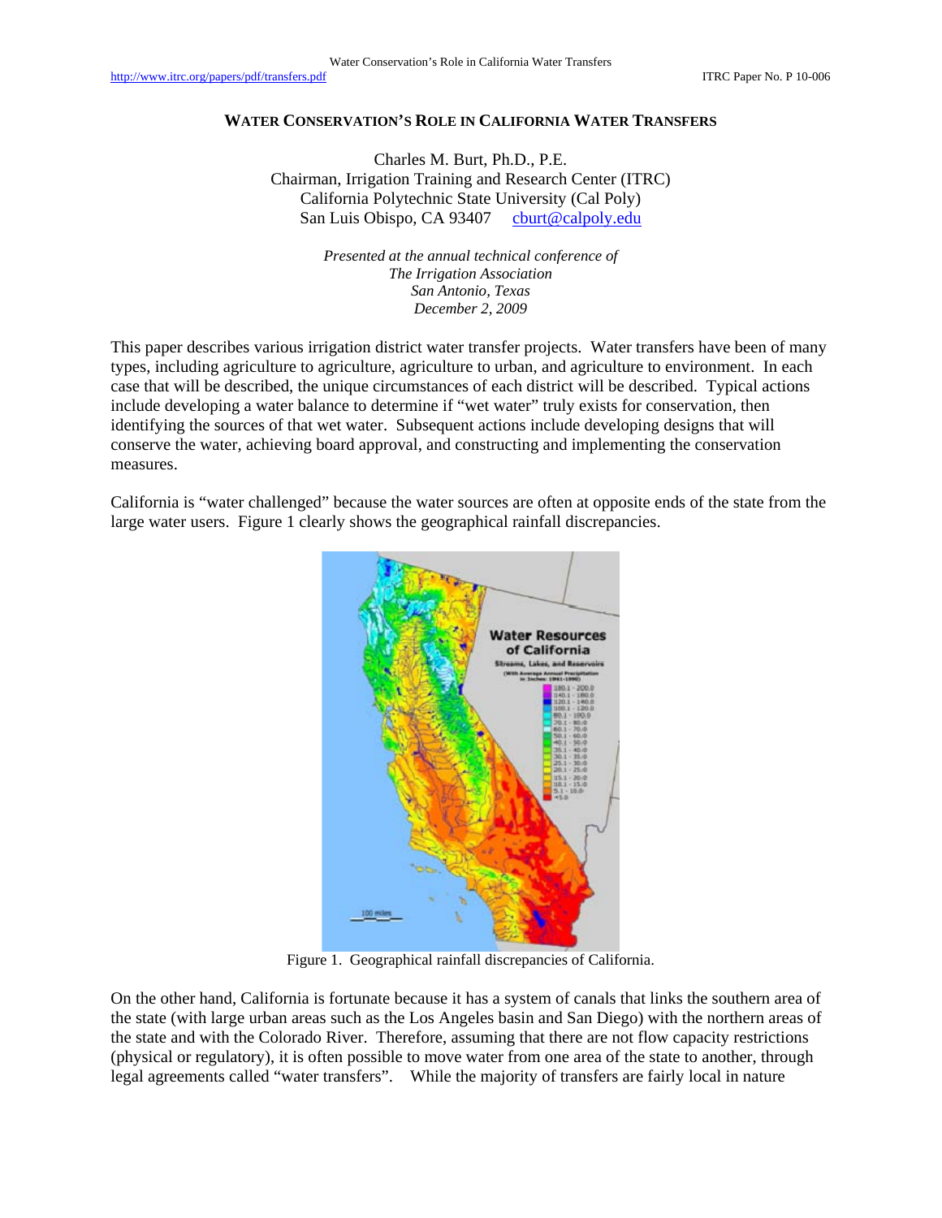# WATER CONSERVATION'S ROLE IN CALIFORNIA WATER TRANSFERS

Charles M. Burt, Ph.D., P.E.
Chairman, Irrigation Training and Research Center (ITRC)
California Polytechnic State University (Cal Poly)
San Luis Obispo, CA 93407 cburt@calpoly.edu

*Presented at the annual technical conference of*
*The Irrigation Association*
*San Antonio, Texas*
*December 2, 2009*

This paper describes various irrigation district water transfer projects. Water transfers have been of many types, including agriculture to agriculture, agriculture to urban, and agriculture to environment. In each case that will be described, the unique circumstances of each district will be described. Typical actions include developing a water balance to determine if "wet water" truly exists for conservation, then identifying the sources of that wet water. Subsequent actions include developing designs that will conserve the water, achieving board approval, and constructing and implementing the conservation measures.

California is "water challenged" because the water sources are often at opposite ends of the state from the large water users. Figure 1 clearly shows the geographical rainfall discrepancies.

Water Resources of California
Streams, Lakes, and Reservoirs
(With Average Annual Precipitation in Inches: 1961-1990)
180.1 - 200.0
140.1 - 180.0
120.1 - 140.0
100.1 - 120.0
80.1 - 100.0
70.1 - 80.0
60.1 - 70.0
50.1 - 60.0
40.1 - 50.0
35.1 - 40.0
30.1 - 35.0
25.1 - 30.0
20.1 - 25.0
15.1 - 20.0
10.1 - 15.0
5.1 - 10.0
<5.0
100 miles

Figure 1. Geographical rainfall discrepancies of California.

On the other hand, California is fortunate because it has a system of canals that links the southern area of the state (with large urban areas such as the Los Angeles basin and San Diego) with the northern areas of the state and with the Colorado River. Therefore, assuming that there are not flow capacity restrictions (physical or regulatory), it is often possible to move water from one area of the state to another, through legal agreements called "water transfers". While the majority of transfers are fairly local in nature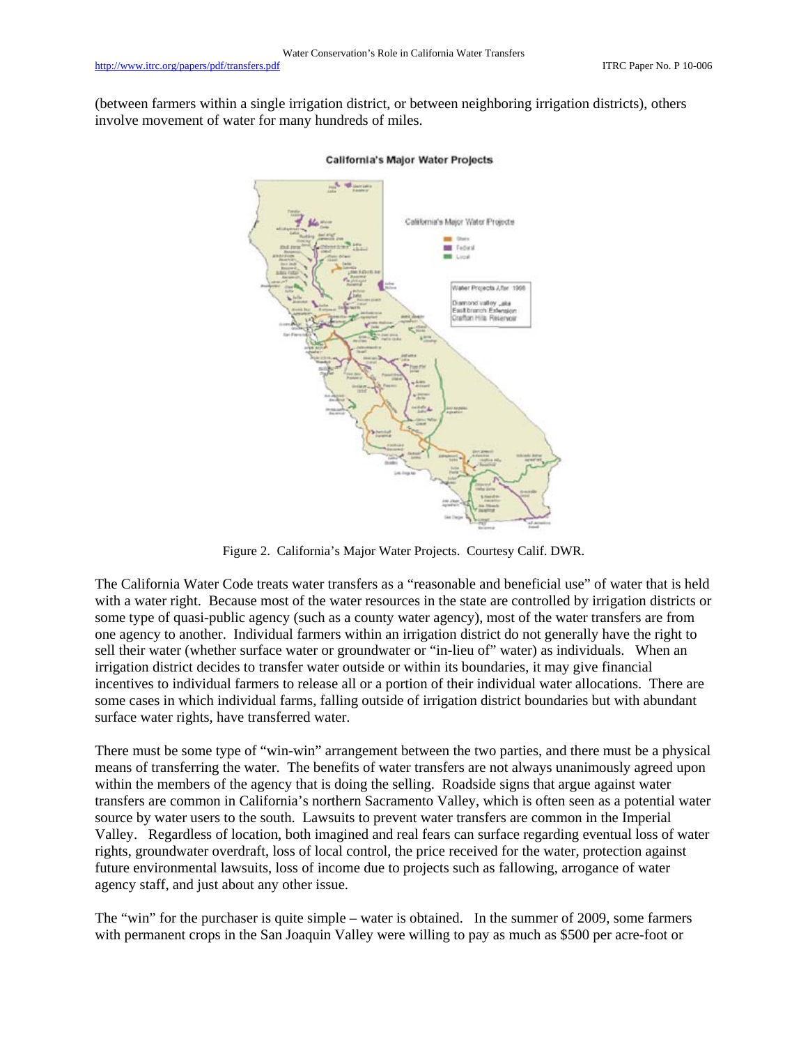(between farmers within a single irrigation district, or between neighboring irrigation districts), others involve movement of water for many hundreds of miles.

California's Major Water Projects

Figure 2. California's Major Water Projects. Courtesy Calif. DWR.

The California Water Code treats water transfers as a "reasonable and beneficial use" of water that is held with a water right. Because most of the water resources in the state are controlled by irrigation districts or some type of quasi-public agency (such as a county water agency), most of the water transfers are from one agency to another. Individual farmers within an irrigation district do not generally have the right to sell their water (whether surface water or groundwater or "in-lieu of" water) as individuals. When an irrigation district decides to transfer water outside or within its boundaries, it may give financial incentives to individual farmers to release all or a portion of their individual water allocations. There are some cases in which individual farms, falling outside of irrigation district boundaries but with abundant surface water rights, have transferred water.

There must be some type of "win-win" arrangement between the two parties, and there must be a physical means of transferring the water. The benefits of water transfers are not always unanimously agreed upon within the members of the agency that is doing the selling. Roadside signs that argue against water transfers are common in California's northern Sacramento Valley, which is often seen as a potential water source by water users to the south. Lawsuits to prevent water transfers are common in the Imperial Valley. Regardless of location, both imagined and real fears can surface regarding eventual loss of water rights, groundwater overdraft, loss of local control, the price received for the water, protection against future environmental lawsuits, loss of income due to projects such as fallowing, arrogance of water agency staff, and just about any other issue.

The "win" for the purchaser is quite simple – water is obtained. In the summer of 2009, some farmers with permanent crops in the San Joaquin Valley were willing to pay as much as $500 per acre-foot or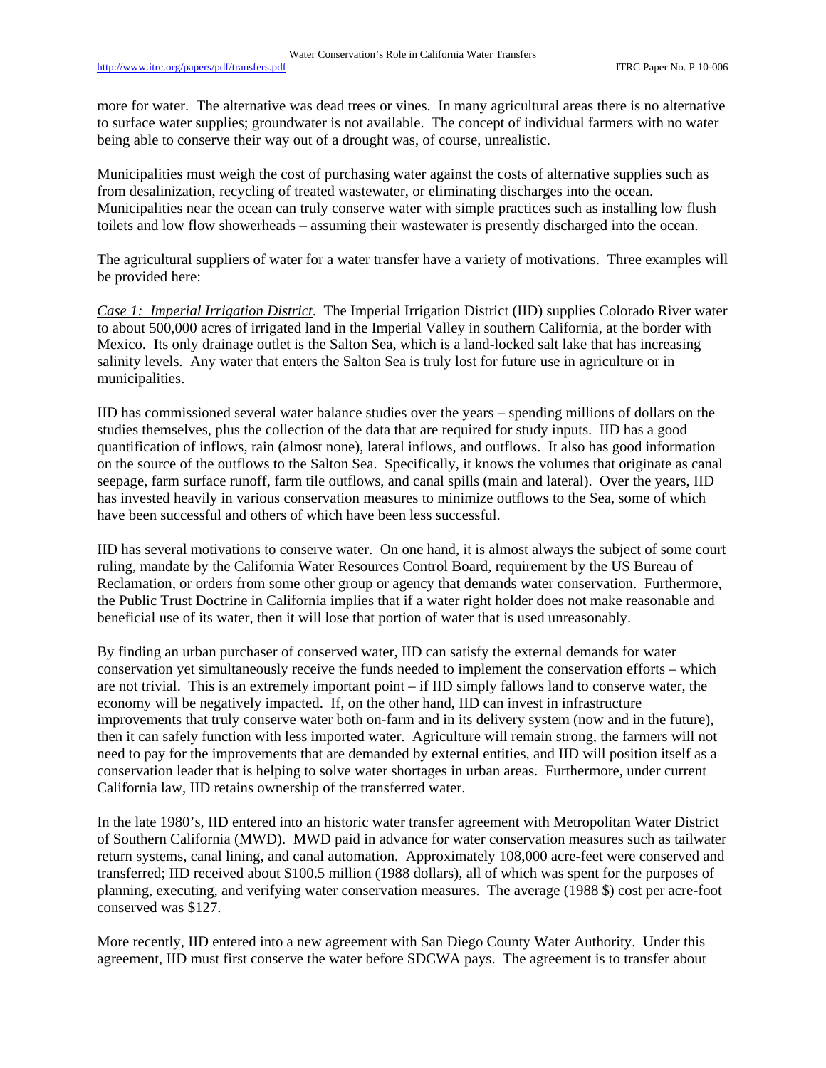more for water. The alternative was dead trees or vines. In many agricultural areas there is no alternative to surface water supplies; groundwater is not available. The concept of individual farmers with no water being able to conserve their way out of a drought was, of course, unrealistic.

Municipalities must weigh the cost of purchasing water against the costs of alternative supplies such as from desalinization, recycling of treated wastewater, or eliminating discharges into the ocean. Municipalities near the ocean can truly conserve water with simple practices such as installing low flush toilets and low flow showerheads – assuming their wastewater is presently discharged into the ocean.

The agricultural suppliers of water for a water transfer have a variety of motivations. Three examples will be provided here:

*Case 1: Imperial Irrigation District*. The Imperial Irrigation District (IID) supplies Colorado River water to about 500,000 acres of irrigated land in the Imperial Valley in southern California, at the border with Mexico. Its only drainage outlet is the Salton Sea, which is a land-locked salt lake that has increasing salinity levels. Any water that enters the Salton Sea is truly lost for future use in agriculture or in municipalities.

IID has commissioned several water balance studies over the years – spending millions of dollars on the studies themselves, plus the collection of the data that are required for study inputs. IID has a good quantification of inflows, rain (almost none), lateral inflows, and outflows. It also has good information on the source of the outflows to the Salton Sea. Specifically, it knows the volumes that originate as canal seepage, farm surface runoff, farm tile outflows, and canal spills (main and lateral). Over the years, IID has invested heavily in various conservation measures to minimize outflows to the Sea, some of which have been successful and others of which have been less successful.

IID has several motivations to conserve water. On one hand, it is almost always the subject of some court ruling, mandate by the California Water Resources Control Board, requirement by the US Bureau of Reclamation, or orders from some other group or agency that demands water conservation. Furthermore, the Public Trust Doctrine in California implies that if a water right holder does not make reasonable and beneficial use of its water, then it will lose that portion of water that is used unreasonably.

By finding an urban purchaser of conserved water, IID can satisfy the external demands for water conservation yet simultaneously receive the funds needed to implement the conservation efforts – which are not trivial. This is an extremely important point – if IID simply fallows land to conserve water, the economy will be negatively impacted. If, on the other hand, IID can invest in infrastructure improvements that truly conserve water both on-farm and in its delivery system (now and in the future), then it can safely function with less imported water. Agriculture will remain strong, the farmers will not need to pay for the improvements that are demanded by external entities, and IID will position itself as a conservation leader that is helping to solve water shortages in urban areas. Furthermore, under current California law, IID retains ownership of the transferred water.

In the late 1980's, IID entered into an historic water transfer agreement with Metropolitan Water District of Southern California (MWD). MWD paid in advance for water conservation measures such as tailwater return systems, canal lining, and canal automation. Approximately 108,000 acre-feet were conserved and transferred; IID received about $100.5 million (1988 dollars), all of which was spent for the purposes of planning, executing, and verifying water conservation measures. The average (1988 $) cost per acre-foot conserved was $127.

More recently, IID entered into a new agreement with San Diego County Water Authority. Under this agreement, IID must first conserve the water before SDCWA pays. The agreement is to transfer about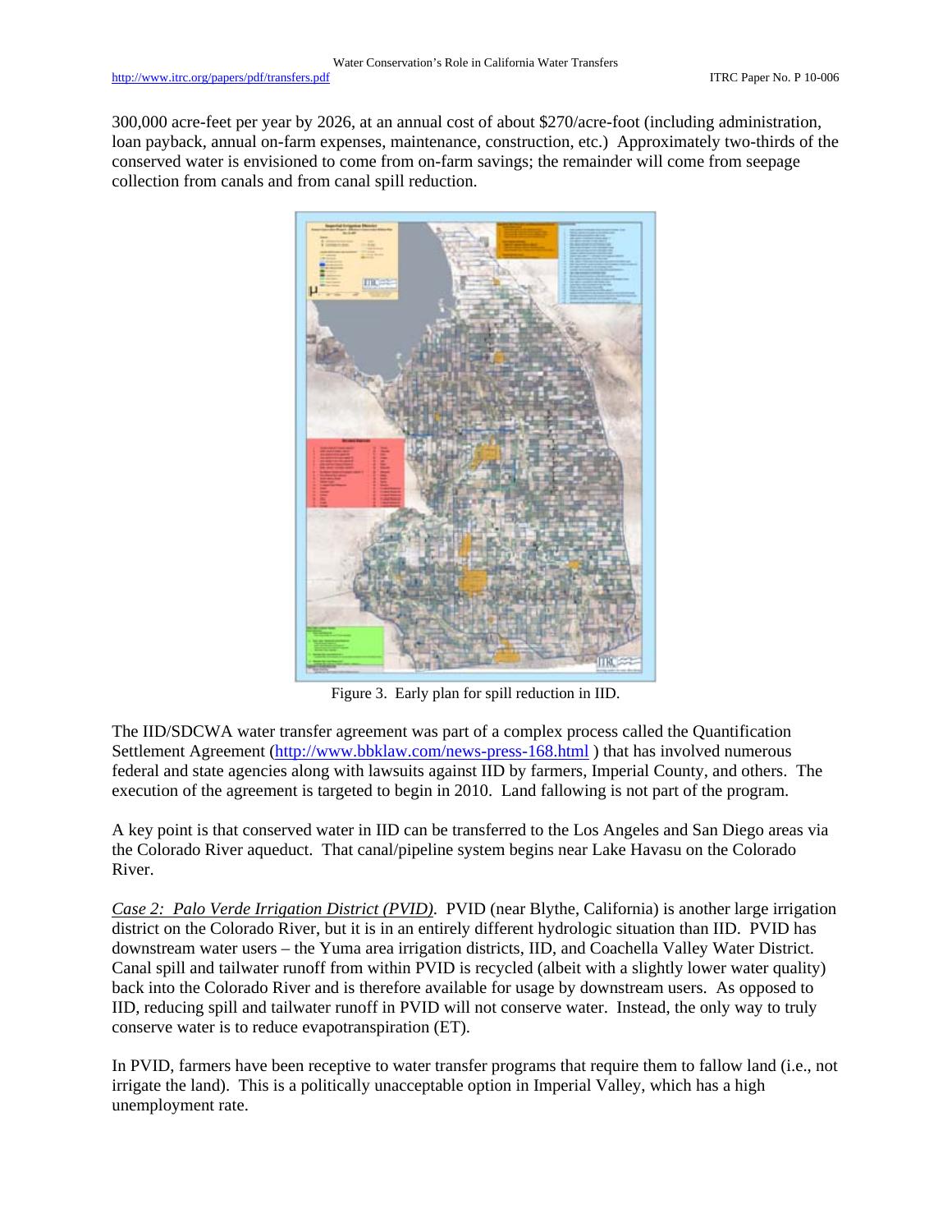300,000 acre-feet per year by 2026, at an annual cost of about $270/acre-foot (including administration, loan payback, annual on-farm expenses, maintenance, construction, etc.) Approximately two-thirds of the conserved water is envisioned to come from on-farm savings; the remainder will come from seepage collection from canals and from canal spill reduction.

Figure 3. Early plan for spill reduction in IID.

The IID/SDCWA water transfer agreement was part of a complex process called the Quantification Settlement Agreement (http://www.bbklaw.com/news-press-168.html ) that has involved numerous federal and state agencies along with lawsuits against IID by farmers, Imperial County, and others. The execution of the agreement is targeted to begin in 2010. Land fallowing is not part of the program.

A key point is that conserved water in IID can be transferred to the Los Angeles and San Diego areas via the Colorado River aqueduct. That canal/pipeline system begins near Lake Havasu on the Colorado River.

*Case 2: Palo Verde Irrigation District (PVID).* PVID (near Blythe, California) is another large irrigation district on the Colorado River, but it is in an entirely different hydrologic situation than IID. PVID has downstream water users – the Yuma area irrigation districts, IID, and Coachella Valley Water District. Canal spill and tailwater runoff from within PVID is recycled (albeit with a slightly lower water quality) back into the Colorado River and is therefore available for usage by downstream users. As opposed to IID, reducing spill and tailwater runoff in PVID will not conserve water. Instead, the only way to truly conserve water is to reduce evapotranspiration (ET).

In PVID, farmers have been receptive to water transfer programs that require them to fallow land (i.e., not irrigate the land). This is a politically unacceptable option in Imperial Valley, which has a high unemployment rate.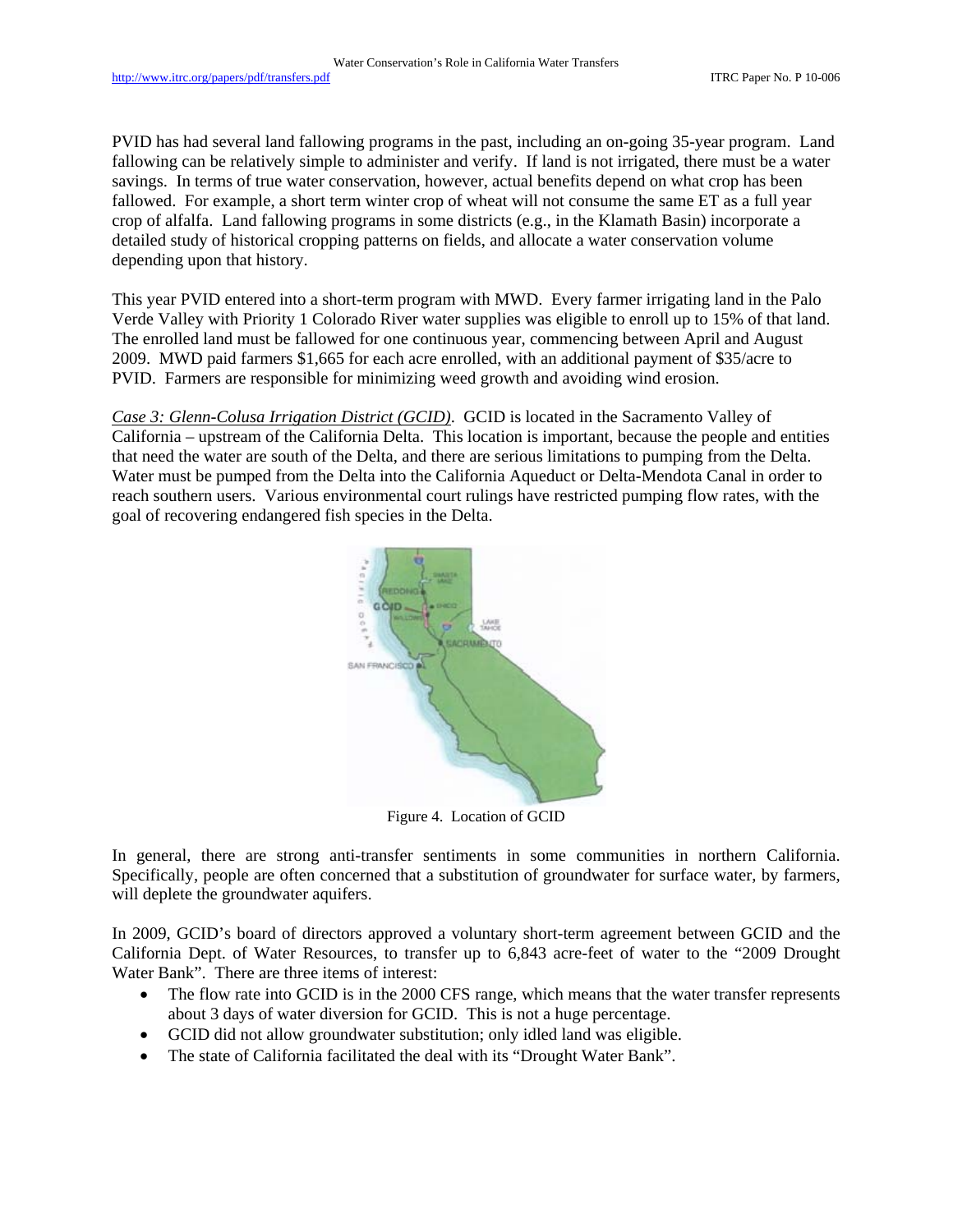PVID has had several land fallowing programs in the past, including an on-going 35-year program. Land fallowing can be relatively simple to administer and verify. If land is not irrigated, there must be a water savings. In terms of true water conservation, however, actual benefits depend on what crop has been fallowed. For example, a short term winter crop of wheat will not consume the same ET as a full year crop of alfalfa. Land fallowing programs in some districts (e.g., in the Klamath Basin) incorporate a detailed study of historical cropping patterns on fields, and allocate a water conservation volume depending upon that history.

This year PVID entered into a short-term program with MWD. Every farmer irrigating land in the Palo Verde Valley with Priority 1 Colorado River water supplies was eligible to enroll up to 15% of that land. The enrolled land must be fallowed for one continuous year, commencing between April and August 2009. MWD paid farmers $1,665 for each acre enrolled, with an additional payment of $35/acre to PVID. Farmers are responsible for minimizing weed growth and avoiding wind erosion.

*Case 3: Glenn-Colusa Irrigation District (GCID).* GCID is located in the Sacramento Valley of California – upstream of the California Delta. This location is important, because the people and entities that need the water are south of the Delta, and there are serious limitations to pumping from the Delta. Water must be pumped from the Delta into the California Aqueduct or Delta-Mendota Canal in order to reach southern users. Various environmental court rulings have restricted pumping flow rates, with the goal of recovering endangered fish species in the Delta.

Figure 4. Location of GCID

In general, there are strong anti-transfer sentiments in some communities in northern California. Specifically, people are often concerned that a substitution of groundwater for surface water, by farmers, will deplete the groundwater aquifers.

In 2009, GCID's board of directors approved a voluntary short-term agreement between GCID and the California Dept. of Water Resources, to transfer up to 6,843 acre-feet of water to the "2009 Drought Water Bank". There are three items of interest:

- The flow rate into GCID is in the 2000 CFS range, which means that the water transfer represents about 3 days of water diversion for GCID. This is not a huge percentage.
- GCID did not allow groundwater substitution; only idled land was eligible.
- The state of California facilitated the deal with its "Drought Water Bank".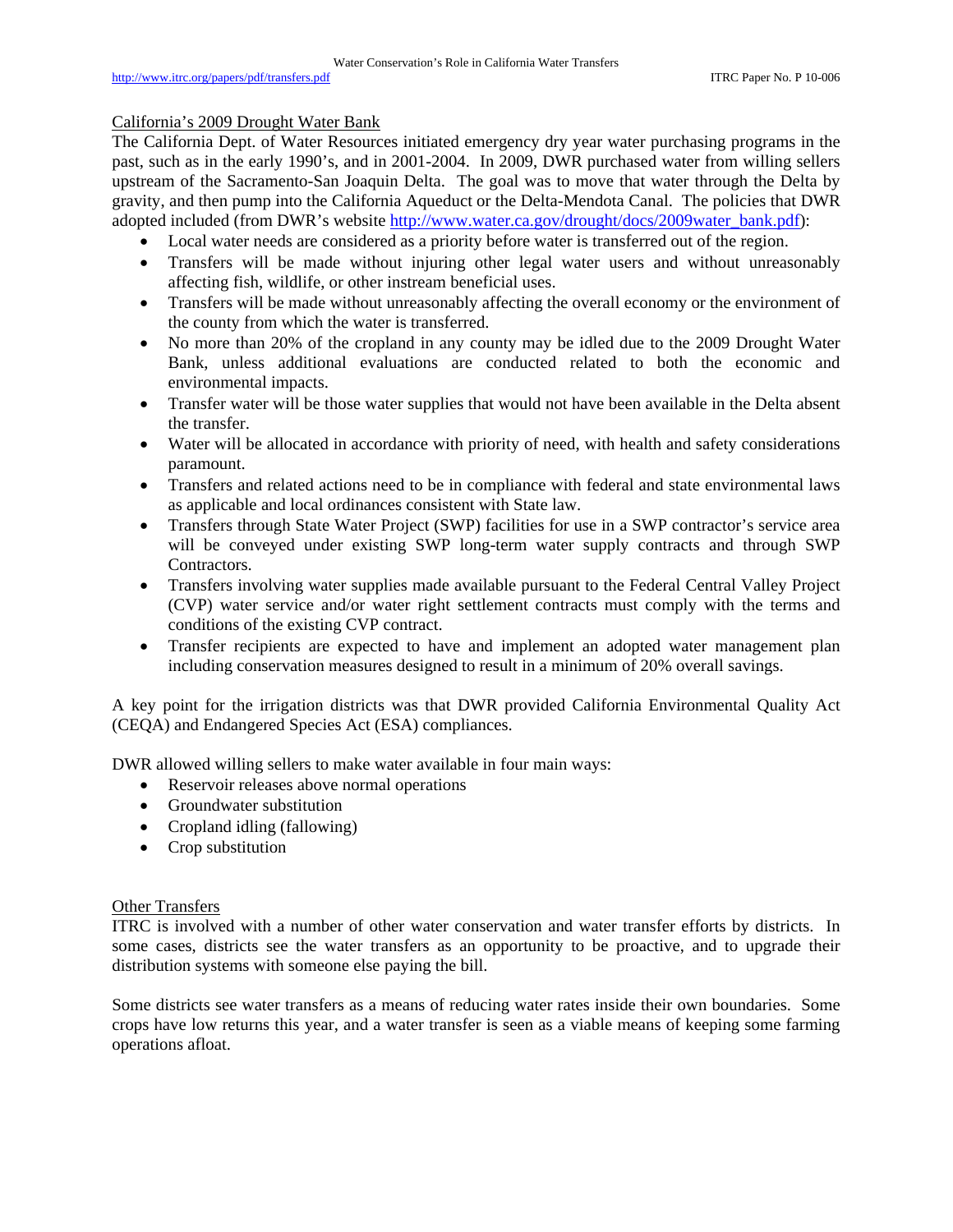California's 2009 Drought Water Bank

The California Dept. of Water Resources initiated emergency dry year water purchasing programs in the past, such as in the early 1990's, and in 2001-2004. In 2009, DWR purchased water from willing sellers upstream of the Sacramento-San Joaquin Delta. The goal was to move that water through the Delta by gravity, and then pump into the California Aqueduct or the Delta-Mendota Canal. The policies that DWR adopted included (from DWR's website http://www.water.ca.gov/drought/docs/2009water_bank.pdf):

- Local water needs are considered as a priority before water is transferred out of the region.
- Transfers will be made without injuring other legal water users and without unreasonably affecting fish, wildlife, or other instream beneficial uses.
- Transfers will be made without unreasonably affecting the overall economy or the environment of the county from which the water is transferred.
- No more than 20% of the cropland in any county may be idled due to the 2009 Drought Water Bank, unless additional evaluations are conducted related to both the economic and environmental impacts.
- Transfer water will be those water supplies that would not have been available in the Delta absent the transfer.
- Water will be allocated in accordance with priority of need, with health and safety considerations paramount.
- Transfers and related actions need to be in compliance with federal and state environmental laws as applicable and local ordinances consistent with State law.
- Transfers through State Water Project (SWP) facilities for use in a SWP contractor's service area will be conveyed under existing SWP long-term water supply contracts and through SWP Contractors.
- Transfers involving water supplies made available pursuant to the Federal Central Valley Project (CVP) water service and/or water right settlement contracts must comply with the terms and conditions of the existing CVP contract.
- Transfer recipients are expected to have and implement an adopted water management plan including conservation measures designed to result in a minimum of 20% overall savings.

A key point for the irrigation districts was that DWR provided California Environmental Quality Act (CEQA) and Endangered Species Act (ESA) compliances.

DWR allowed willing sellers to make water available in four main ways:

- Reservoir releases above normal operations
- Groundwater substitution
- Cropland idling (fallowing)
- Crop substitution

Other Transfers

ITRC is involved with a number of other water conservation and water transfer efforts by districts. In some cases, districts see the water transfers as an opportunity to be proactive, and to upgrade their distribution systems with someone else paying the bill.

Some districts see water transfers as a means of reducing water rates inside their own boundaries. Some crops have low returns this year, and a water transfer is seen as a viable means of keeping some farming operations afloat.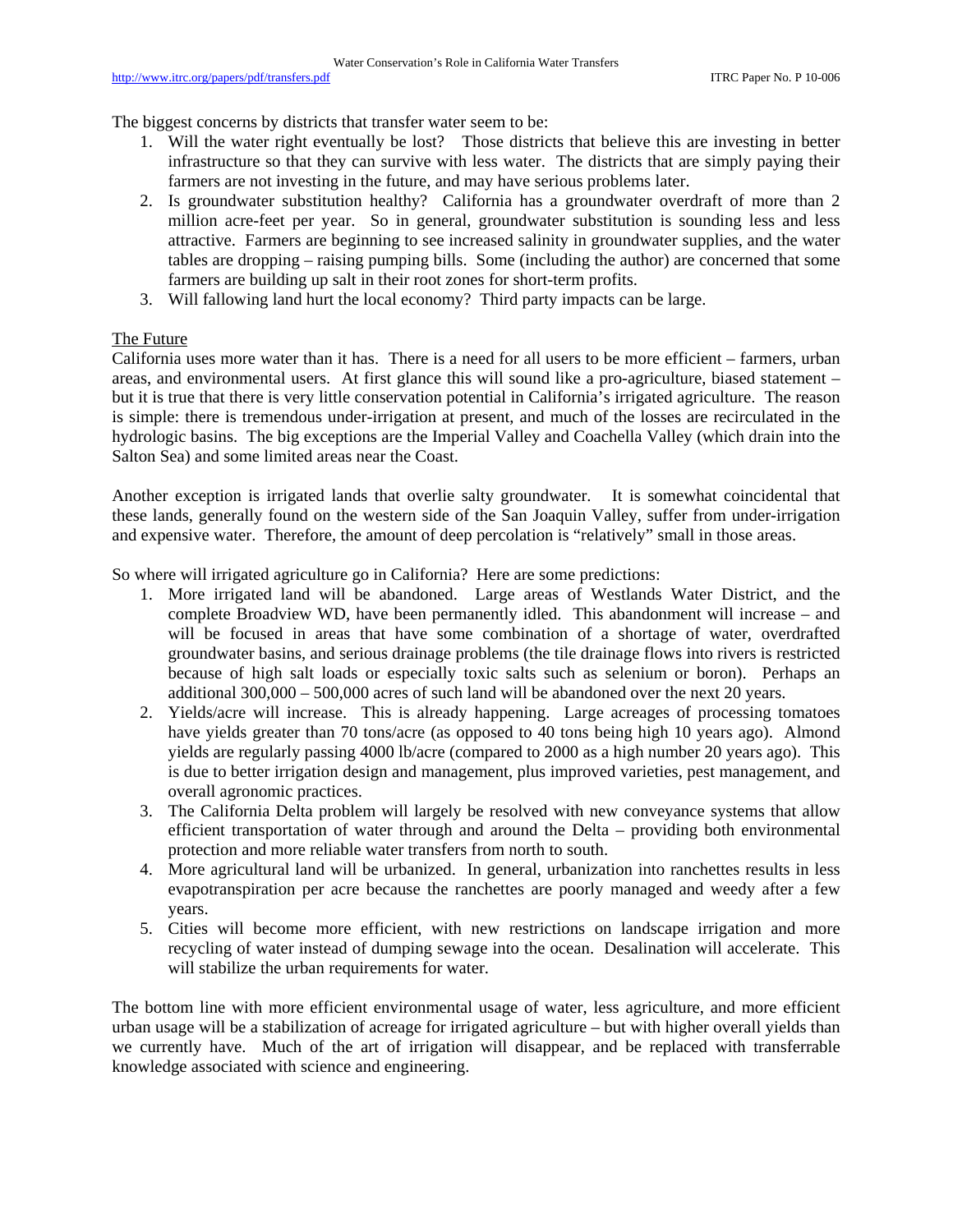The biggest concerns by districts that transfer water seem to be:

1. Will the water right eventually be lost? Those districts that believe this are investing in better infrastructure so that they can survive with less water. The districts that are simply paying their farmers are not investing in the future, and may have serious problems later.
2. Is groundwater substitution healthy? California has a groundwater overdraft of more than 2 million acre-feet per year. So in general, groundwater substitution is sounding less and less attractive. Farmers are beginning to see increased salinity in groundwater supplies, and the water tables are dropping – raising pumping bills. Some (including the author) are concerned that some farmers are building up salt in their root zones for short-term profits.
3. Will fallowing land hurt the local economy? Third party impacts can be large.

## The Future

California uses more water than it has. There is a need for all users to be more efficient – farmers, urban areas, and environmental users. At first glance this will sound like a pro-agriculture, biased statement – but it is true that there is very little conservation potential in California's irrigated agriculture. The reason is simple: there is tremendous under-irrigation at present, and much of the losses are recirculated in the hydrologic basins. The big exceptions are the Imperial Valley and Coachella Valley (which drain into the Salton Sea) and some limited areas near the Coast.

Another exception is irrigated lands that overlie salty groundwater. It is somewhat coincidental that these lands, generally found on the western side of the San Joaquin Valley, suffer from under-irrigation and expensive water. Therefore, the amount of deep percolation is "relatively" small in those areas.

So where will irrigated agriculture go in California? Here are some predictions:

1. More irrigated land will be abandoned. Large areas of Westlands Water District, and the complete Broadview WD, have been permanently idled. This abandonment will increase – and will be focused in areas that have some combination of a shortage of water, overdrafted groundwater basins, and serious drainage problems (the tile drainage flows into rivers is restricted because of high salt loads or especially toxic salts such as selenium or boron). Perhaps an additional 300,000 – 500,000 acres of such land will be abandoned over the next 20 years.
2. Yields/acre will increase. This is already happening. Large acreages of processing tomatoes have yields greater than 70 tons/acre (as opposed to 40 tons being high 10 years ago). Almond yields are regularly passing 4000 lb/acre (compared to 2000 as a high number 20 years ago). This is due to better irrigation design and management, plus improved varieties, pest management, and overall agronomic practices.
3. The California Delta problem will largely be resolved with new conveyance systems that allow efficient transportation of water through and around the Delta – providing both environmental protection and more reliable water transfers from north to south.
4. More agricultural land will be urbanized. In general, urbanization into ranchettes results in less evapotranspiration per acre because the ranchettes are poorly managed and weedy after a few years.
5. Cities will become more efficient, with new restrictions on landscape irrigation and more recycling of water instead of dumping sewage into the ocean. Desalination will accelerate. This will stabilize the urban requirements for water.

The bottom line with more efficient environmental usage of water, less agriculture, and more efficient urban usage will be a stabilization of acreage for irrigated agriculture – but with higher overall yields than we currently have. Much of the art of irrigation will disappear, and be replaced with transferrable knowledge associated with science and engineering.